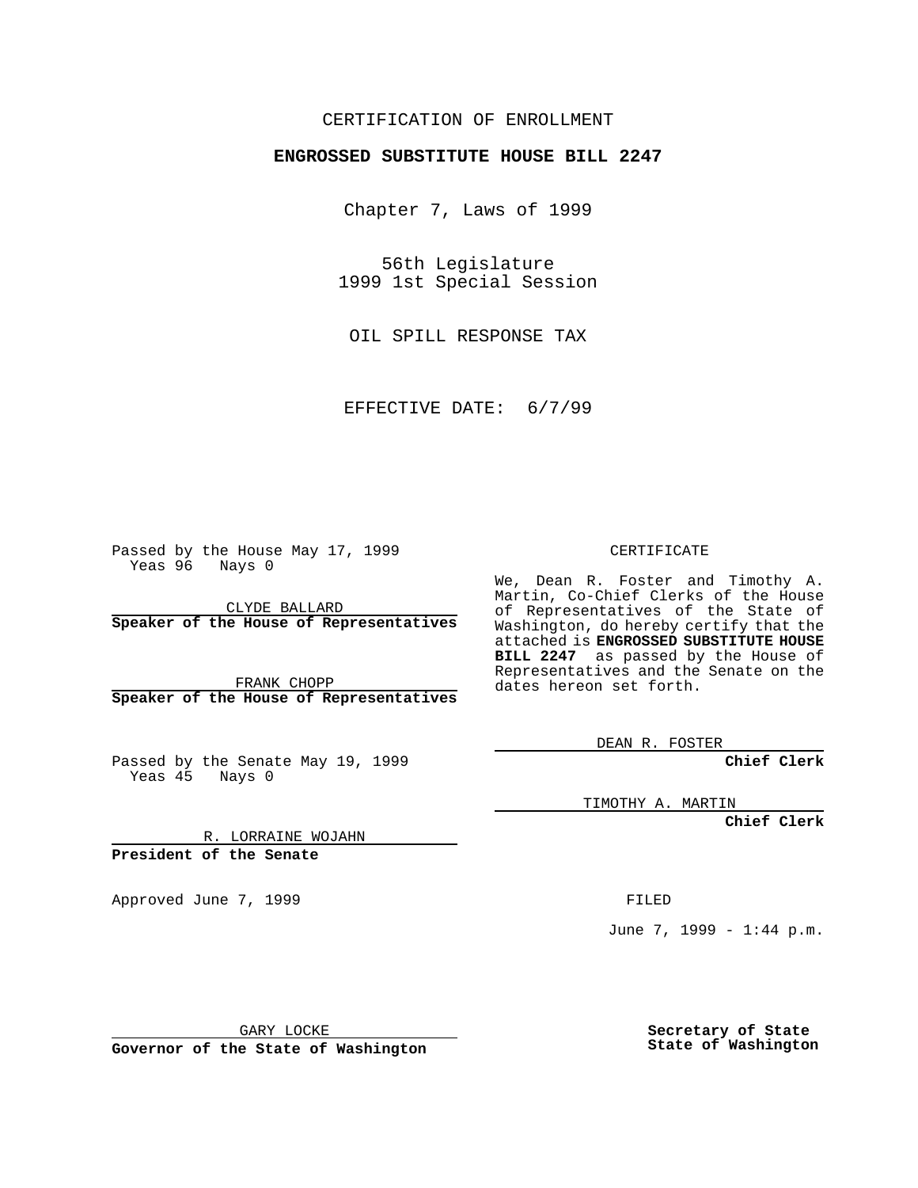CERTIFICATION OF ENROLLMENT

**ENGROSSED SUBSTITUTE HOUSE BILL 2247**

Chapter 7, Laws of 1999

56th Legislature
1999 1st Special Session

OIL SPILL RESPONSE TAX

EFFECTIVE DATE: 6/7/99

Passed by the House May 17, 1999
Yeas 96 Nays 0

CLYDE BALLARD
**Speaker of the House of Representatives**

FRANK CHOPP
**Speaker of the House of Representatives**

Passed by the Senate May 19, 1999
Yeas 45 Nays 0

R. LORRAINE WOJAHN
**President of the Senate**

Approved June 7, 1999

GARY LOCKE
**Governor of the State of Washington**

CERTIFICATE

We, Dean R. Foster and Timothy A. Martin, Co-Chief Clerks of the House of Representatives of the State of Washington, do hereby certify that the attached is **ENGROSSED SUBSTITUTE HOUSE BILL 2247** as passed by the House of Representatives and the Senate on the dates hereon set forth.

DEAN R. FOSTER
**Chief Clerk**

TIMOTHY A. MARTIN
**Chief Clerk**

FILED

June 7, 1999 - 1:44 p.m.

**Secretary of State**
**State of Washington**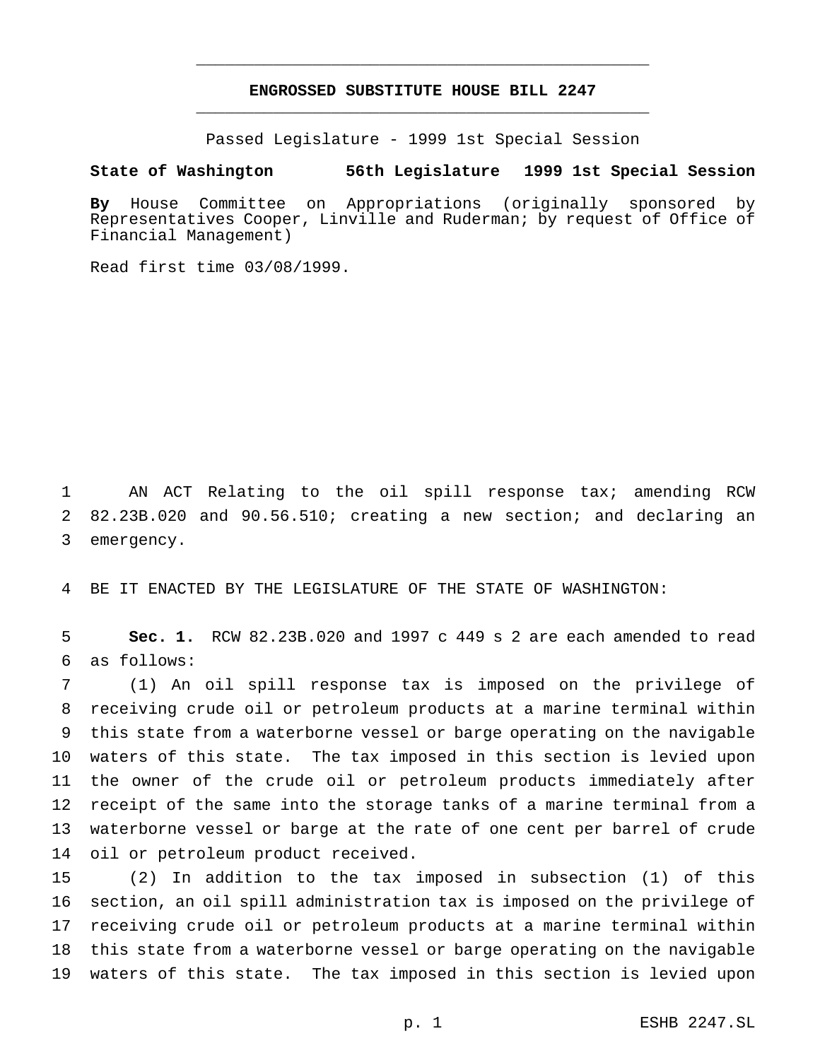# ENGROSSED SUBSTITUTE HOUSE BILL 2247

Passed Legislature - 1999 1st Special Session

**State of Washington 56th Legislature 1999 1st Special Session**

**By** House Committee on Appropriations (originally sponsored by Representatives Cooper, Linville and Ruderman; by request of Office of Financial Management)

Read first time 03/08/1999.

AN ACT Relating to the oil spill response tax; amending RCW 82.23B.020 and 90.56.510; creating a new section; and declaring an emergency.

BE IT ENACTED BY THE LEGISLATURE OF THE STATE OF WASHINGTON:

**Sec. 1.** RCW 82.23B.020 and 1997 c 449 s 2 are each amended to read as follows:

(1) An oil spill response tax is imposed on the privilege of receiving crude oil or petroleum products at a marine terminal within this state from a waterborne vessel or barge operating on the navigable waters of this state. The tax imposed in this section is levied upon the owner of the crude oil or petroleum products immediately after receipt of the same into the storage tanks of a marine terminal from a waterborne vessel or barge at the rate of one cent per barrel of crude oil or petroleum product received.

(2) In addition to the tax imposed in subsection (1) of this section, an oil spill administration tax is imposed on the privilege of receiving crude oil or petroleum products at a marine terminal within this state from a waterborne vessel or barge operating on the navigable waters of this state. The tax imposed in this section is levied upon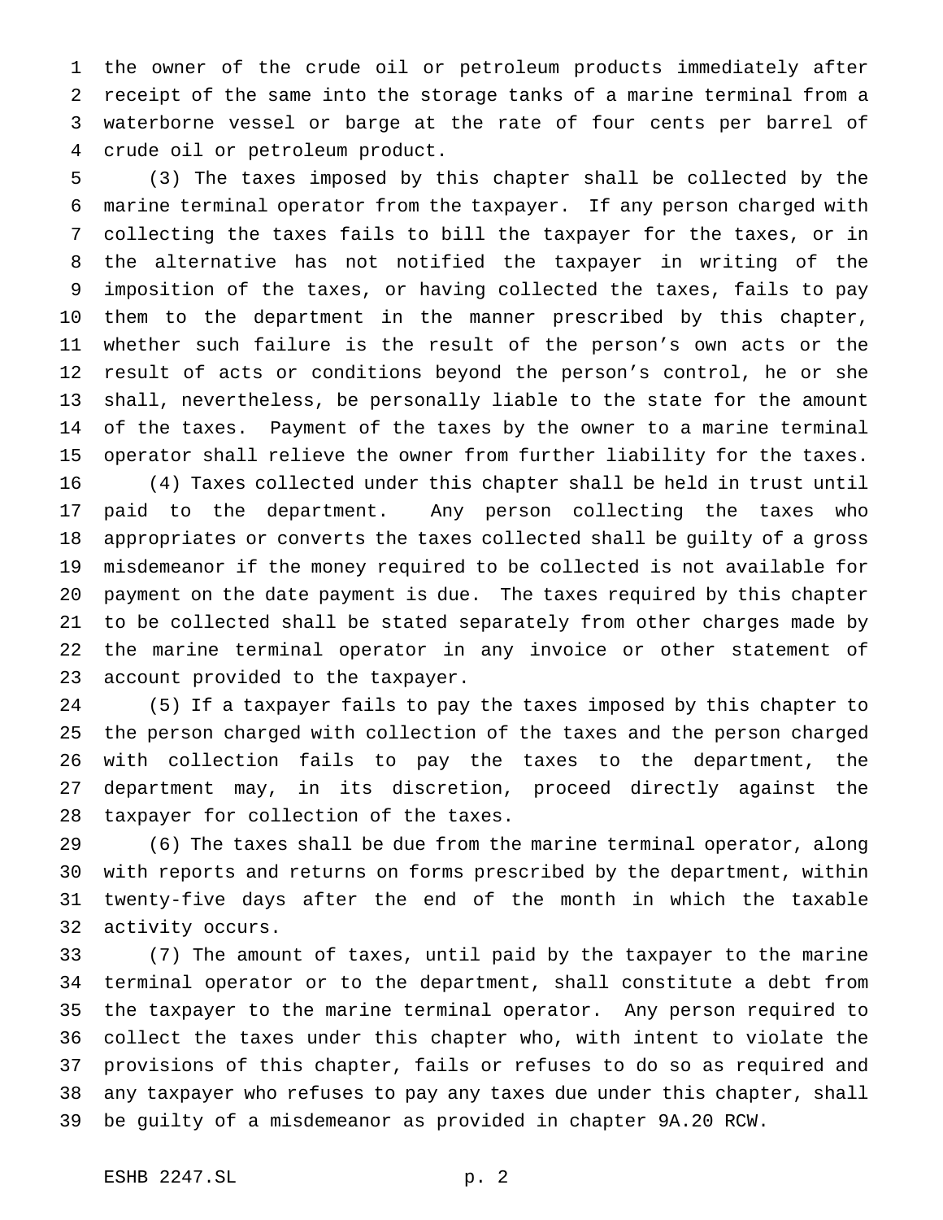the owner of the crude oil or petroleum products immediately after receipt of the same into the storage tanks of a marine terminal from a waterborne vessel or barge at the rate of four cents per barrel of crude oil or petroleum product.

(3) The taxes imposed by this chapter shall be collected by the marine terminal operator from the taxpayer. If any person charged with collecting the taxes fails to bill the taxpayer for the taxes, or in the alternative has not notified the taxpayer in writing of the imposition of the taxes, or having collected the taxes, fails to pay them to the department in the manner prescribed by this chapter, whether such failure is the result of the person's own acts or the result of acts or conditions beyond the person's control, he or she shall, nevertheless, be personally liable to the state for the amount of the taxes. Payment of the taxes by the owner to a marine terminal operator shall relieve the owner from further liability for the taxes.

(4) Taxes collected under this chapter shall be held in trust until paid to the department. Any person collecting the taxes who appropriates or converts the taxes collected shall be guilty of a gross misdemeanor if the money required to be collected is not available for payment on the date payment is due. The taxes required by this chapter to be collected shall be stated separately from other charges made by the marine terminal operator in any invoice or other statement of account provided to the taxpayer.

(5) If a taxpayer fails to pay the taxes imposed by this chapter to the person charged with collection of the taxes and the person charged with collection fails to pay the taxes to the department, the department may, in its discretion, proceed directly against the taxpayer for collection of the taxes.

(6) The taxes shall be due from the marine terminal operator, along with reports and returns on forms prescribed by the department, within twenty-five days after the end of the month in which the taxable activity occurs.

(7) The amount of taxes, until paid by the taxpayer to the marine terminal operator or to the department, shall constitute a debt from the taxpayer to the marine terminal operator. Any person required to collect the taxes under this chapter who, with intent to violate the provisions of this chapter, fails or refuses to do so as required and any taxpayer who refuses to pay any taxes due under this chapter, shall be guilty of a misdemeanor as provided in chapter 9A.20 RCW.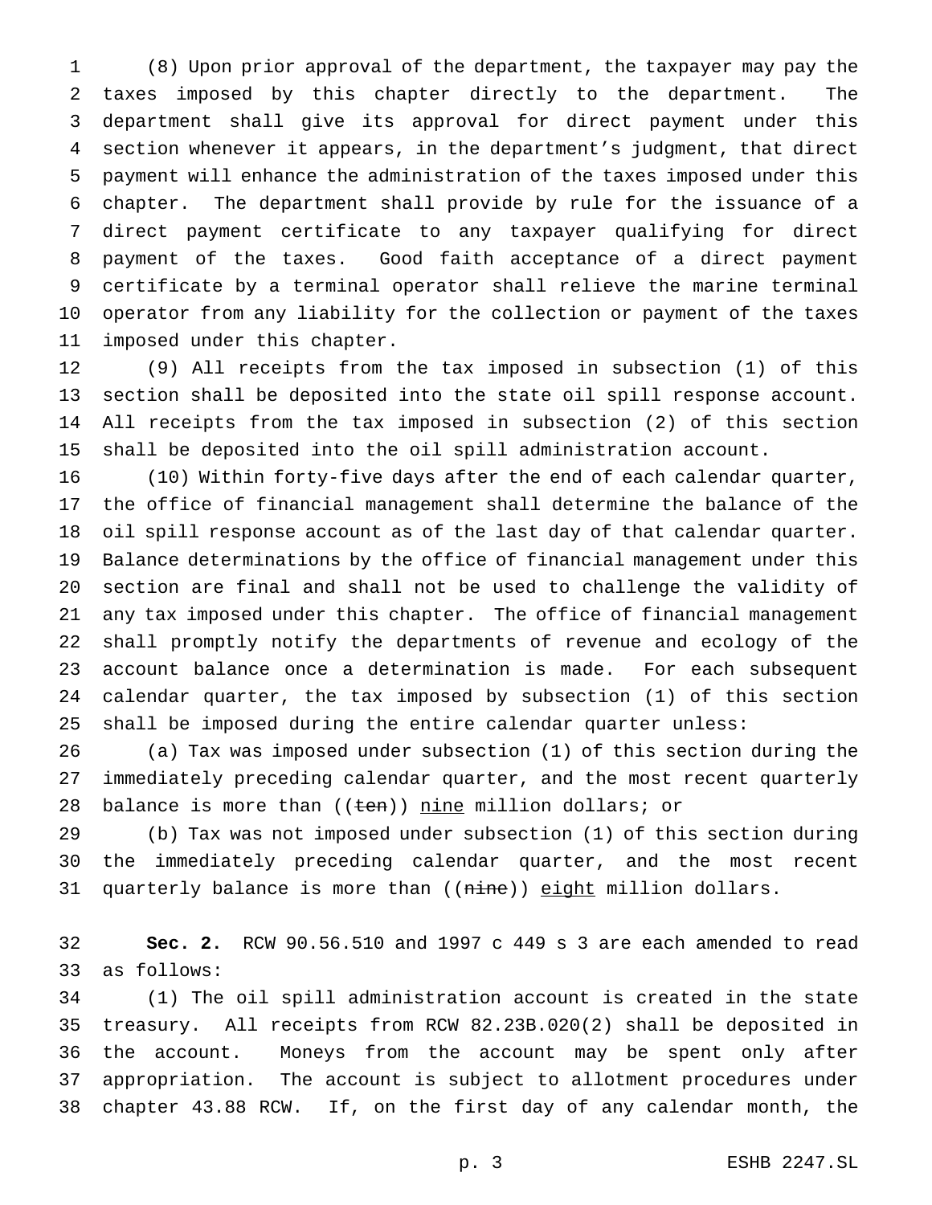(8) Upon prior approval of the department, the taxpayer may pay the taxes imposed by this chapter directly to the department. The department shall give its approval for direct payment under this section whenever it appears, in the department's judgment, that direct payment will enhance the administration of the taxes imposed under this chapter. The department shall provide by rule for the issuance of a direct payment certificate to any taxpayer qualifying for direct payment of the taxes. Good faith acceptance of a direct payment certificate by a terminal operator shall relieve the marine terminal operator from any liability for the collection or payment of the taxes imposed under this chapter.

(9) All receipts from the tax imposed in subsection (1) of this section shall be deposited into the state oil spill response account. All receipts from the tax imposed in subsection (2) of this section shall be deposited into the oil spill administration account.

(10) Within forty-five days after the end of each calendar quarter, the office of financial management shall determine the balance of the oil spill response account as of the last day of that calendar quarter. Balance determinations by the office of financial management under this section are final and shall not be used to challenge the validity of any tax imposed under this chapter. The office of financial management shall promptly notify the departments of revenue and ecology of the account balance once a determination is made. For each subsequent calendar quarter, the tax imposed by subsection (1) of this section shall be imposed during the entire calendar quarter unless:

(a) Tax was imposed under subsection (1) of this section during the immediately preceding calendar quarter, and the most recent quarterly balance is more than ((~~ten~~)) <u>nine</u> million dollars; or

(b) Tax was not imposed under subsection (1) of this section during the immediately preceding calendar quarter, and the most recent quarterly balance is more than ((~~nine~~)) <u>eight</u> million dollars.

**Sec. 2.** RCW 90.56.510 and 1997 c 449 s 3 are each amended to read as follows:

(1) The oil spill administration account is created in the state treasury. All receipts from RCW 82.23B.020(2) shall be deposited in the account. Moneys from the account may be spent only after appropriation. The account is subject to allotment procedures under chapter 43.88 RCW. If, on the first day of any calendar month, the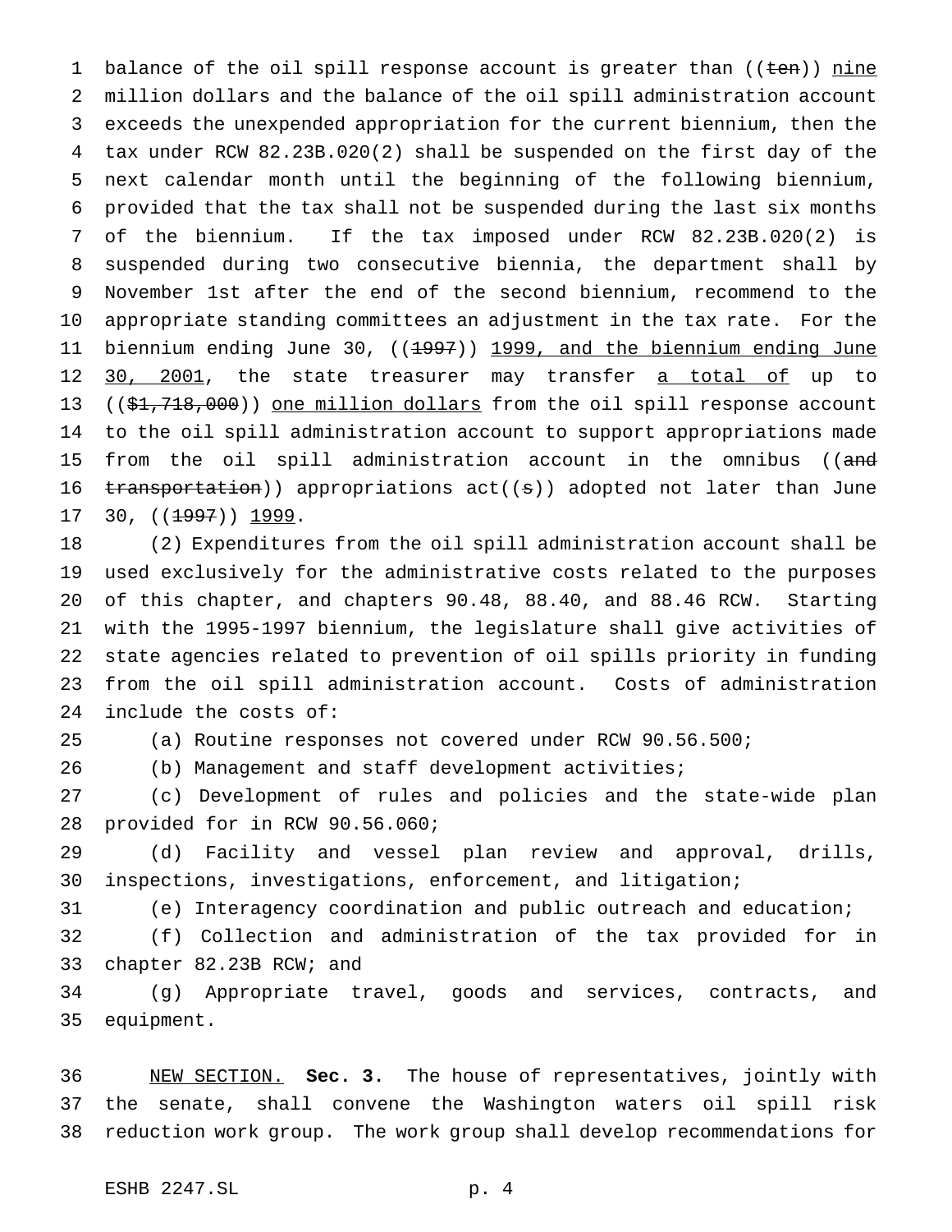balance of the oil spill response account is greater than ((~~ten~~)) <u>nine</u> million dollars and the balance of the oil spill administration account exceeds the unexpended appropriation for the current biennium, then the tax under RCW 82.23B.020(2) shall be suspended on the first day of the next calendar month until the beginning of the following biennium, provided that the tax shall not be suspended during the last six months of the biennium. If the tax imposed under RCW 82.23B.020(2) is suspended during two consecutive biennia, the department shall by November 1st after the end of the second biennium, recommend to the appropriate standing committees an adjustment in the tax rate. For the biennium ending June 30, ((~~1997~~)) <u>1999, and the biennium ending June 30, 2001</u>, the state treasurer may transfer <u>a total of</u> up to ((~~$1,718,000~~)) <u>one million dollars</u> from the oil spill response account to the oil spill administration account to support appropriations made from the oil spill administration account in the omnibus ((~~and transportation~~)) appropriations act((~~s~~)) adopted not later than June 30, ((~~1997~~)) <u>1999</u>.

(2) Expenditures from the oil spill administration account shall be used exclusively for the administrative costs related to the purposes of this chapter, and chapters 90.48, 88.40, and 88.46 RCW. Starting with the 1995-1997 biennium, the legislature shall give activities of state agencies related to prevention of oil spills priority in funding from the oil spill administration account. Costs of administration include the costs of:

(a) Routine responses not covered under RCW 90.56.500;

(b) Management and staff development activities;

(c) Development of rules and policies and the state-wide plan provided for in RCW 90.56.060;

(d) Facility and vessel plan review and approval, drills, inspections, investigations, enforcement, and litigation;

(e) Interagency coordination and public outreach and education;

(f) Collection and administration of the tax provided for in chapter 82.23B RCW; and

(g) Appropriate travel, goods and services, contracts, and equipment.

<u>NEW SECTION.</u> **Sec. 3.** The house of representatives, jointly with the senate, shall convene the Washington waters oil spill risk reduction work group. The work group shall develop recommendations for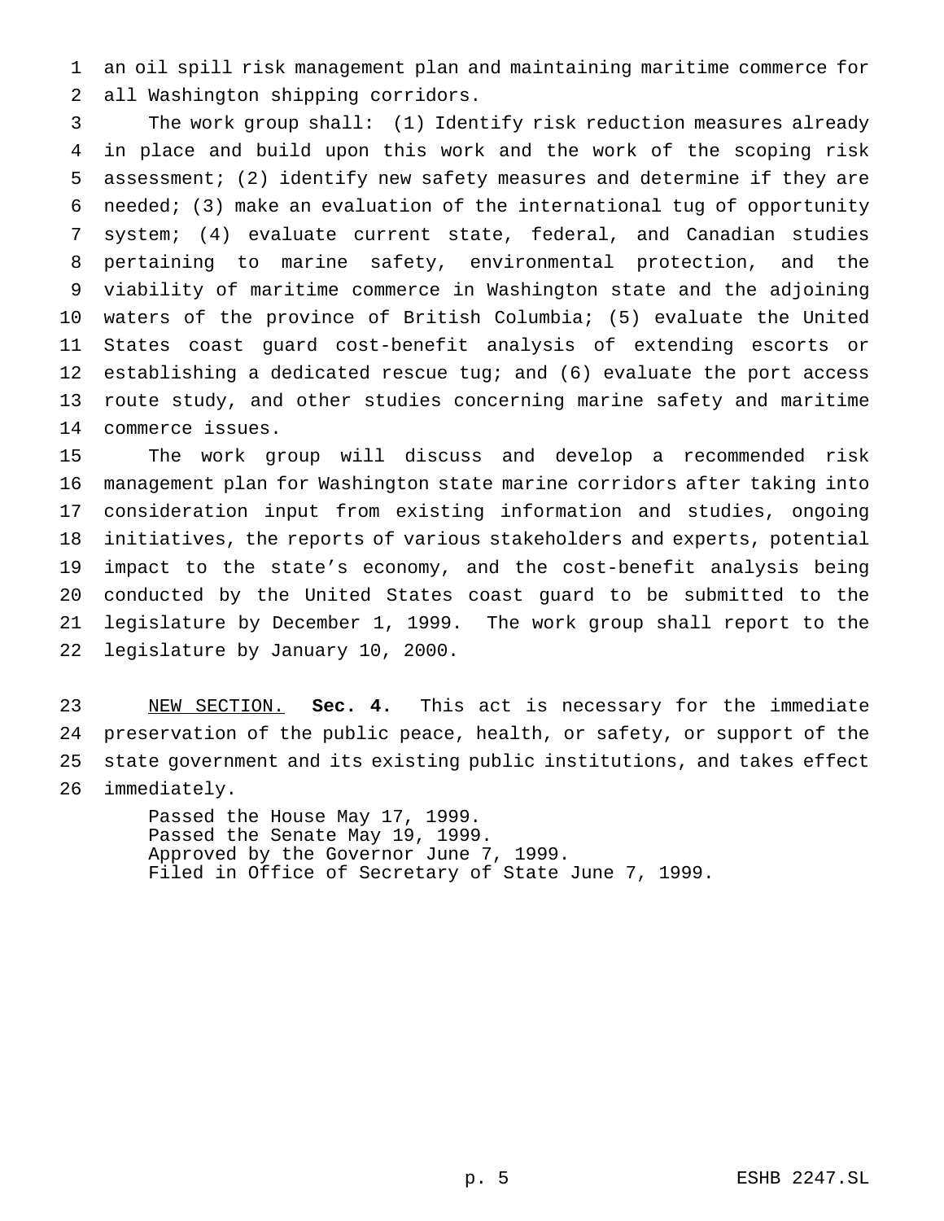an oil spill risk management plan and maintaining maritime commerce for all Washington shipping corridors.

The work group shall: (1) Identify risk reduction measures already in place and build upon this work and the work of the scoping risk assessment; (2) identify new safety measures and determine if they are needed; (3) make an evaluation of the international tug of opportunity system; (4) evaluate current state, federal, and Canadian studies pertaining to marine safety, environmental protection, and the viability of maritime commerce in Washington state and the adjoining waters of the province of British Columbia; (5) evaluate the United States coast guard cost-benefit analysis of extending escorts or establishing a dedicated rescue tug; and (6) evaluate the port access route study, and other studies concerning marine safety and maritime commerce issues.

The work group will discuss and develop a recommended risk management plan for Washington state marine corridors after taking into consideration input from existing information and studies, ongoing initiatives, the reports of various stakeholders and experts, potential impact to the state's economy, and the cost-benefit analysis being conducted by the United States coast guard to be submitted to the legislature by December 1, 1999. The work group shall report to the legislature by January 10, 2000.

NEW SECTION. **Sec. 4.** This act is necessary for the immediate preservation of the public peace, health, or safety, or support of the state government and its existing public institutions, and takes effect immediately.

Passed the House May 17, 1999.
Passed the Senate May 19, 1999.
Approved by the Governor June 7, 1999.
Filed in Office of Secretary of State June 7, 1999.